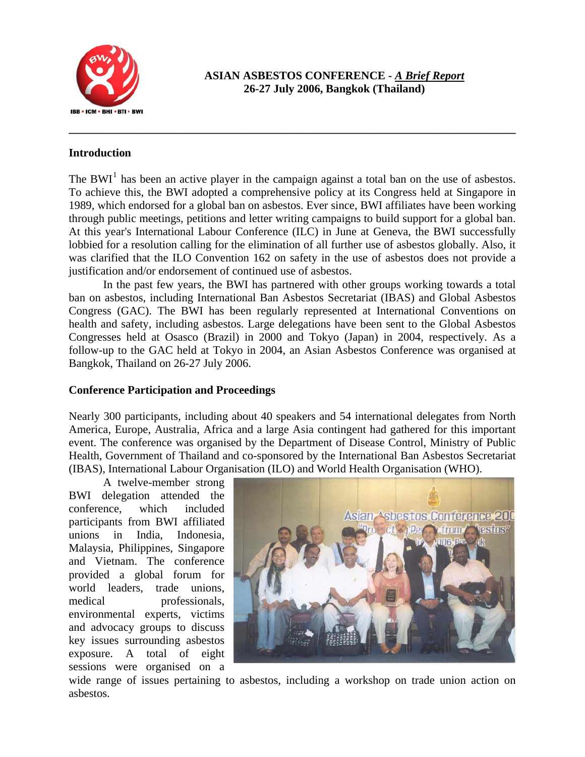# ASIAN ASBESTOS CONFERENCE - *A Brief Report*
**26-27 July 2006, Bangkok (Thailand)**

## Introduction

The BWI[1] has been an active player in the campaign against a total ban on the use of asbestos. To achieve this, the BWI adopted a comprehensive policy at its Congress held at Singapore in 1989, which endorsed for a global ban on asbestos. Ever since, BWI affiliates have been working through public meetings, petitions and letter writing campaigns to build support for a global ban. At this year's International Labour Conference (ILC) in June at Geneva, the BWI successfully lobbied for a resolution calling for the elimination of all further use of asbestos globally. Also, it was clarified that the ILO Convention 162 on safety in the use of asbestos does not provide a justification and/or endorsement of continued use of asbestos.

In the past few years, the BWI has partnered with other groups working towards a total ban on asbestos, including International Ban Asbestos Secretariat (IBAS) and Global Asbestos Congress (GAC). The BWI has been regularly represented at International Conventions on health and safety, including asbestos. Large delegations have been sent to the Global Asbestos Congresses held at Osasco (Brazil) in 2000 and Tokyo (Japan) in 2004, respectively. As a follow-up to the GAC held at Tokyo in 2004, an Asian Asbestos Conference was organised at Bangkok, Thailand on 26-27 July 2006.

## Conference Participation and Proceedings

Nearly 300 participants, including about 40 speakers and 54 international delegates from North America, Europe, Australia, Africa and a large Asia contingent had gathered for this important event. The conference was organised by the Department of Disease Control, Ministry of Public Health, Government of Thailand and co-sponsored by the International Ban Asbestos Secretariat (IBAS), International Labour Organisation (ILO) and World Health Organisation (WHO).

A twelve-member strong BWI delegation attended the conference, which included participants from BWI affiliated unions in India, Indonesia, Malaysia, Philippines, Singapore and Vietnam. The conference provided a global forum for world leaders, trade unions, medical professionals, environmental experts, victims and advocacy groups to discuss key issues surrounding asbestos exposure. A total of eight sessions were organised on a wide range of issues pertaining to asbestos, including a workshop on trade union action on asbestos.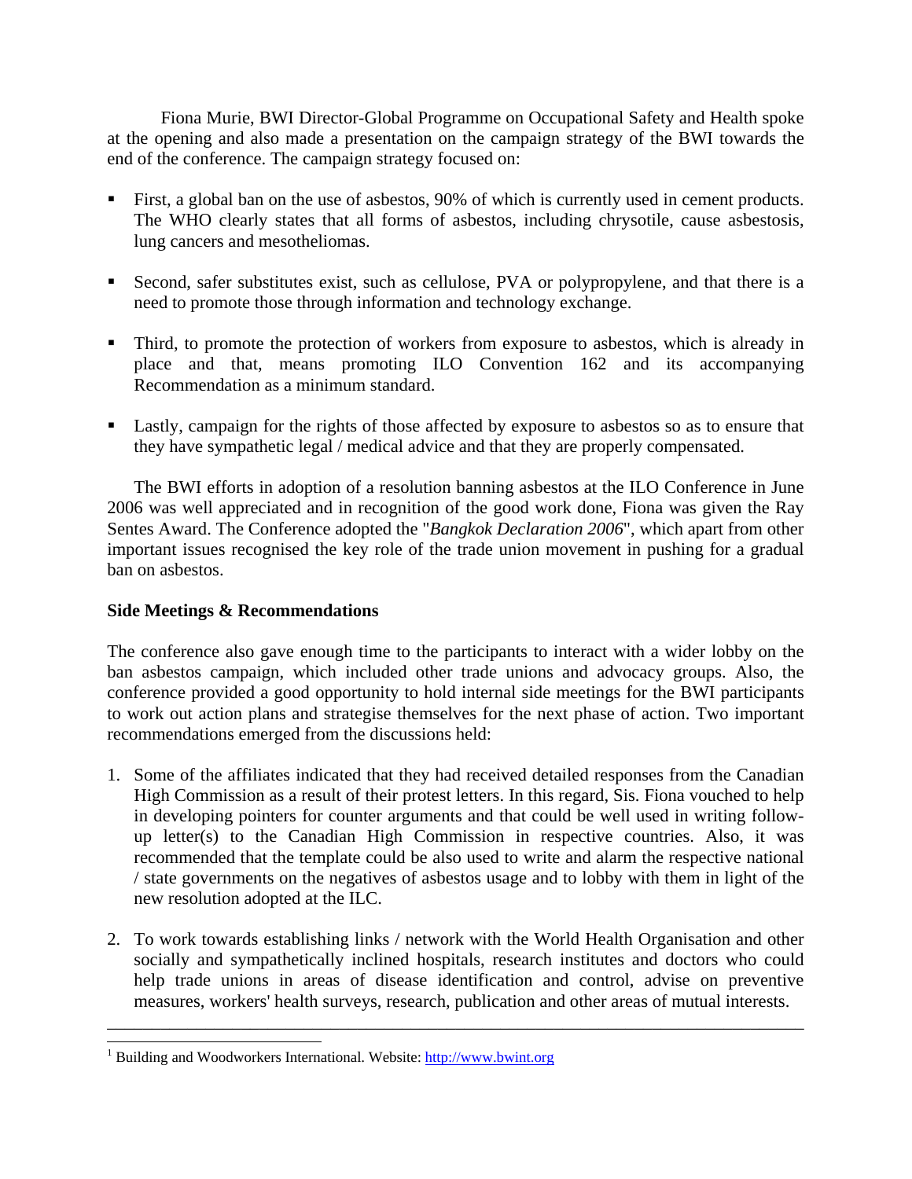Fiona Murie, BWI Director-Global Programme on Occupational Safety and Health spoke at the opening and also made a presentation on the campaign strategy of the BWI towards the end of the conference. The campaign strategy focused on:

- First, a global ban on the use of asbestos, 90% of which is currently used in cement products. The WHO clearly states that all forms of asbestos, including chrysotile, cause asbestosis, lung cancers and mesotheliomas.
- Second, safer substitutes exist, such as cellulose, PVA or polypropylene, and that there is a need to promote those through information and technology exchange.
- Third, to promote the protection of workers from exposure to asbestos, which is already in place and that, means promoting ILO Convention 162 and its accompanying Recommendation as a minimum standard.
- Lastly, campaign for the rights of those affected by exposure to asbestos so as to ensure that they have sympathetic legal / medical advice and that they are properly compensated.

The BWI efforts in adoption of a resolution banning asbestos at the ILO Conference in June 2006 was well appreciated and in recognition of the good work done, Fiona was given the Ray Sentes Award. The Conference adopted the "*Bangkok Declaration 2006*", which apart from other important issues recognised the key role of the trade union movement in pushing for a gradual ban on asbestos.

**Side Meetings & Recommendations**

The conference also gave enough time to the participants to interact with a wider lobby on the ban asbestos campaign, which included other trade unions and advocacy groups. Also, the conference provided a good opportunity to hold internal side meetings for the BWI participants to work out action plans and strategise themselves for the next phase of action. Two important recommendations emerged from the discussions held:

1. Some of the affiliates indicated that they had received detailed responses from the Canadian High Commission as a result of their protest letters. In this regard, Sis. Fiona vouched to help in developing pointers for counter arguments and that could be well used in writing follow-up letter(s) to the Canadian High Commission in respective countries. Also, it was recommended that the template could be also used to write and alarm the respective national / state governments on the negatives of asbestos usage and to lobby with them in light of the new resolution adopted at the ILC.
2. To work towards establishing links / network with the World Health Organisation and other socially and sympathetically inclined hospitals, research institutes and doctors who could help trade unions in areas of disease identification and control, advise on preventive measures, workers' health surveys, research, publication and other areas of mutual interests.

---

[1] Building and Woodworkers International. Website: http://www.bwint.org